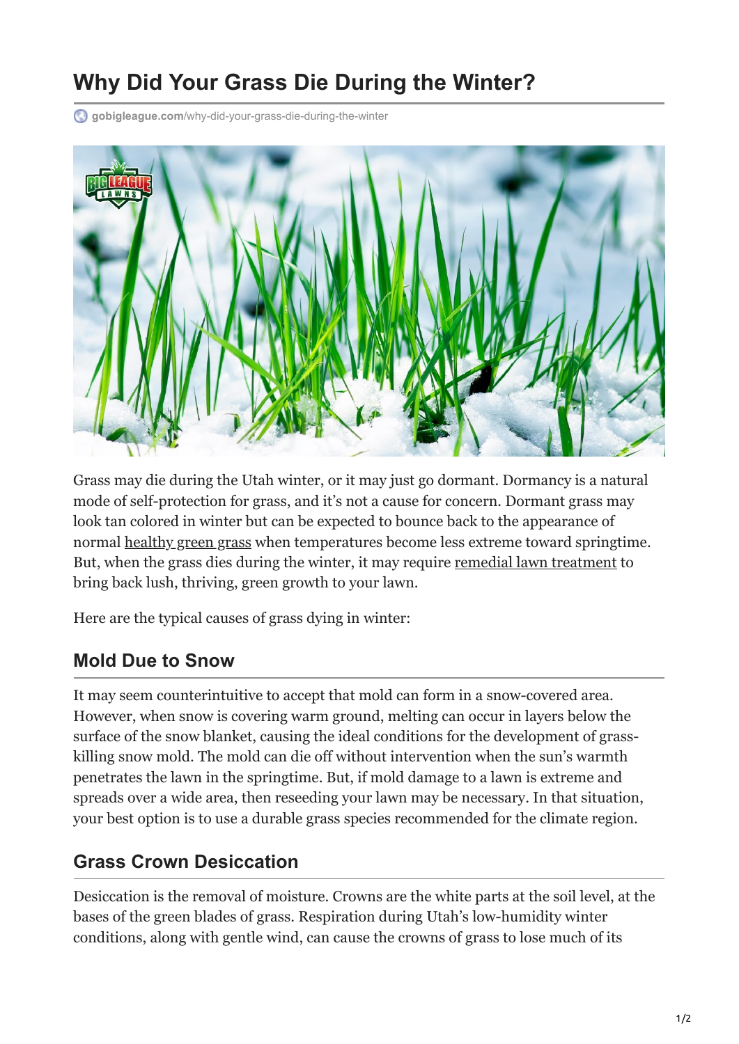# Why Did Your Grass Die During the Winter?

gobigleague.com/why-did-your-grass-die-during-the-winter

Grass may die during the Utah winter, or it may just go dormant. Dormancy is a natural mode of self-protection for grass, and it's not a cause for concern. Dormant grass may look tan colored in winter but can be expected to bounce back to the appearance of normal healthy green grass when temperatures become less extreme toward springtime. But, when the grass dies during the winter, it may require remedial lawn treatment to bring back lush, thriving, green growth to your lawn.

Here are the typical causes of grass dying in winter:

## Mold Due to Snow

It may seem counterintuitive to accept that mold can form in a snow-covered area. However, when snow is covering warm ground, melting can occur in layers below the surface of the snow blanket, causing the ideal conditions for the development of grass-killing snow mold. The mold can die off without intervention when the sun's warmth penetrates the lawn in the springtime. But, if mold damage to a lawn is extreme and spreads over a wide area, then reseeding your lawn may be necessary. In that situation, your best option is to use a durable grass species recommended for the climate region.

## Grass Crown Desiccation

Desiccation is the removal of moisture. Crowns are the white parts at the soil level, at the bases of the green blades of grass. Respiration during Utah's low-humidity winter conditions, along with gentle wind, can cause the crowns of grass to lose much of its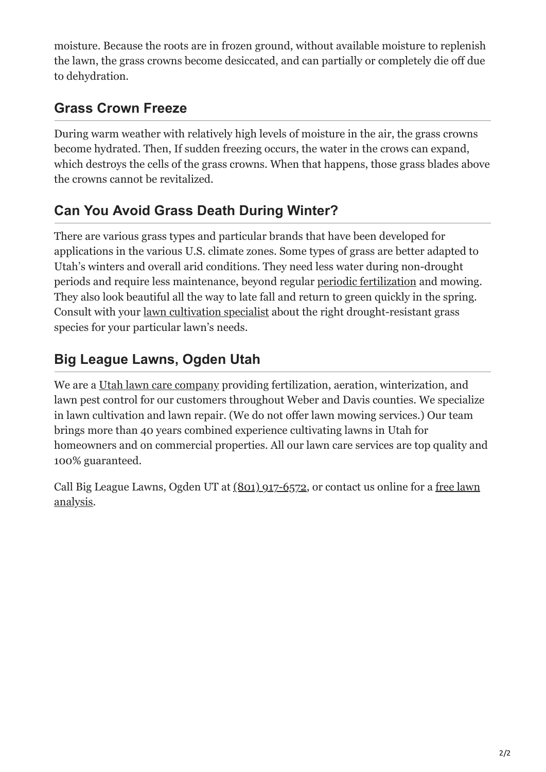moisture. Because the roots are in frozen ground, without available moisture to replenish the lawn, the grass crowns become desiccated, and can partially or completely die off due to dehydration.

## Grass Crown Freeze

During warm weather with relatively high levels of moisture in the air, the grass crowns become hydrated. Then, If sudden freezing occurs, the water in the crows can expand, which destroys the cells of the grass crowns. When that happens, those grass blades above the crowns cannot be revitalized.

## Can You Avoid Grass Death During Winter?

There are various grass types and particular brands that have been developed for applications in the various U.S. climate zones. Some types of grass are better adapted to Utah's winters and overall arid conditions. They need less water during non-drought periods and require less maintenance, beyond regular periodic fertilization and mowing. They also look beautiful all the way to late fall and return to green quickly in the spring. Consult with your lawn cultivation specialist about the right drought-resistant grass species for your particular lawn's needs.

## Big League Lawns, Ogden Utah

We are a Utah lawn care company providing fertilization, aeration, winterization, and lawn pest control for our customers throughout Weber and Davis counties. We specialize in lawn cultivation and lawn repair. (We do not offer lawn mowing services.) Our team brings more than 40 years combined experience cultivating lawns in Utah for homeowners and on commercial properties. All our lawn care services are top quality and 100% guaranteed.

Call Big League Lawns, Ogden UT at (801) 917-6572, or contact us online for a free lawn analysis.